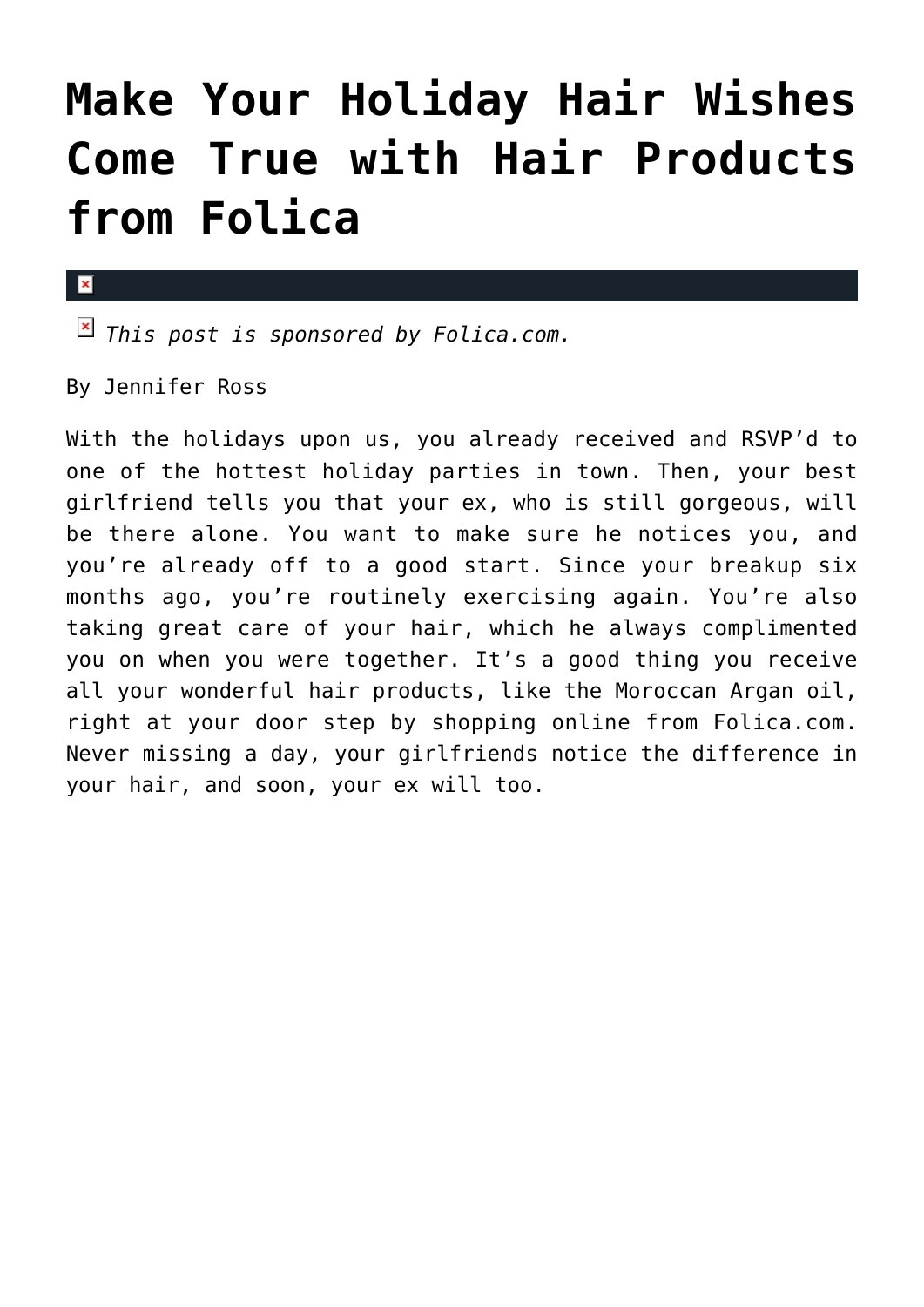# Make Your Holiday Hair Wishes Come True with Hair Products from Folica

*This post is sponsored by Folica.com.*

By Jennifer Ross

With the holidays upon us, you already received and RSVP'd to one of the hottest holiday parties in town. Then, your best girlfriend tells you that your ex, who is still gorgeous, will be there alone. You want to make sure he notices you, and you're already off to a good start. Since your breakup six months ago, you're routinely exercising again. You're also taking great care of your hair, which he always complimented you on when you were together. It's a good thing you receive all your wonderful hair products, like the Moroccan Argan oil, right at your door step by shopping online from Folica.com. Never missing a day, your girlfriends notice the difference in your hair, and soon, your ex will too.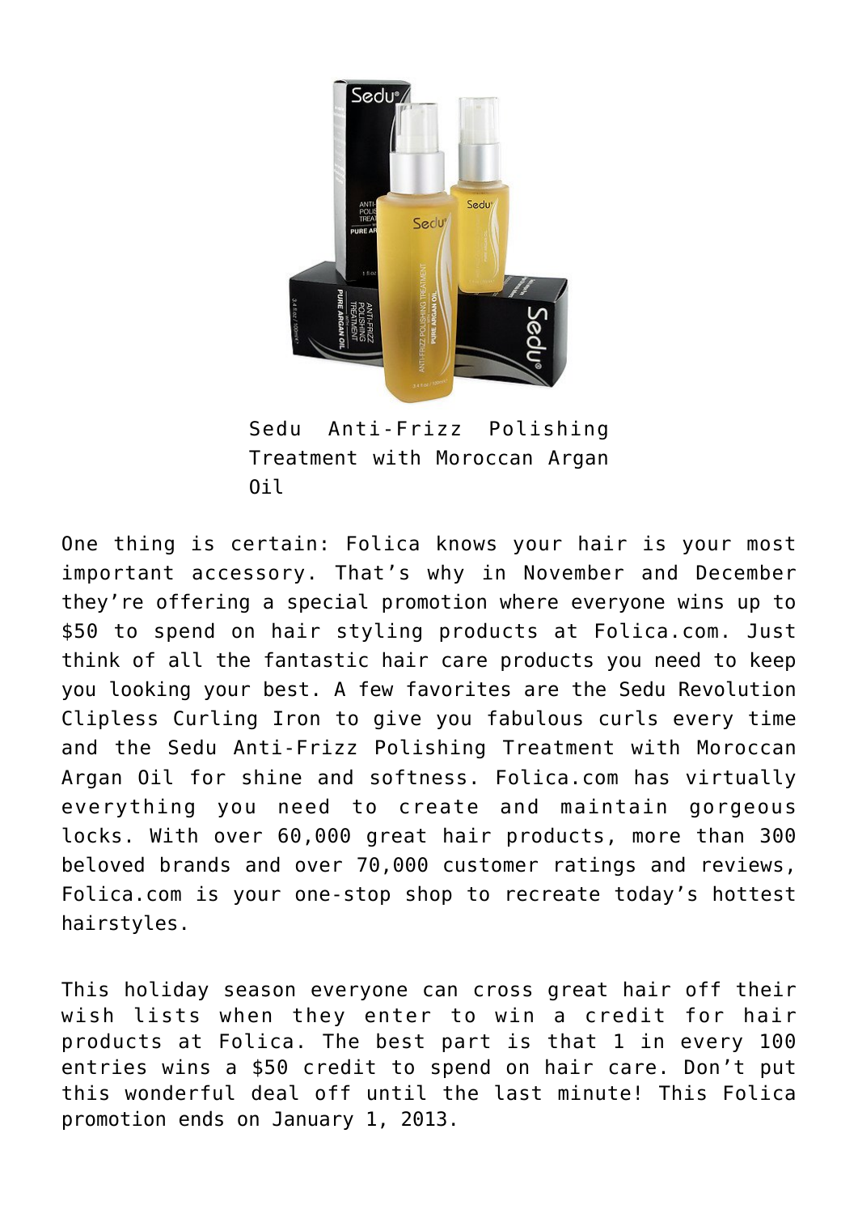Sedu Anti-Frizz Polishing Treatment with Moroccan Argan Oil

One thing is certain: Folica knows your hair is your most important accessory. That's why in November and December they're offering a special promotion where everyone wins up to $50 to spend on hair styling products at Folica.com. Just think of all the fantastic hair care products you need to keep you looking your best. A few favorites are the Sedu Revolution Clipless Curling Iron to give you fabulous curls every time and the Sedu Anti-Frizz Polishing Treatment with Moroccan Argan Oil for shine and softness. Folica.com has virtually everything you need to create and maintain gorgeous locks. With over 60,000 great hair products, more than 300 beloved brands and over 70,000 customer ratings and reviews, Folica.com is your one-stop shop to recreate today's hottest hairstyles.

This holiday season everyone can cross great hair off their wish lists when they enter to win a credit for hair products at Folica. The best part is that 1 in every 100 entries wins a $50 credit to spend on hair care. Don't put this wonderful deal off until the last minute! This Folica promotion ends on January 1, 2013.